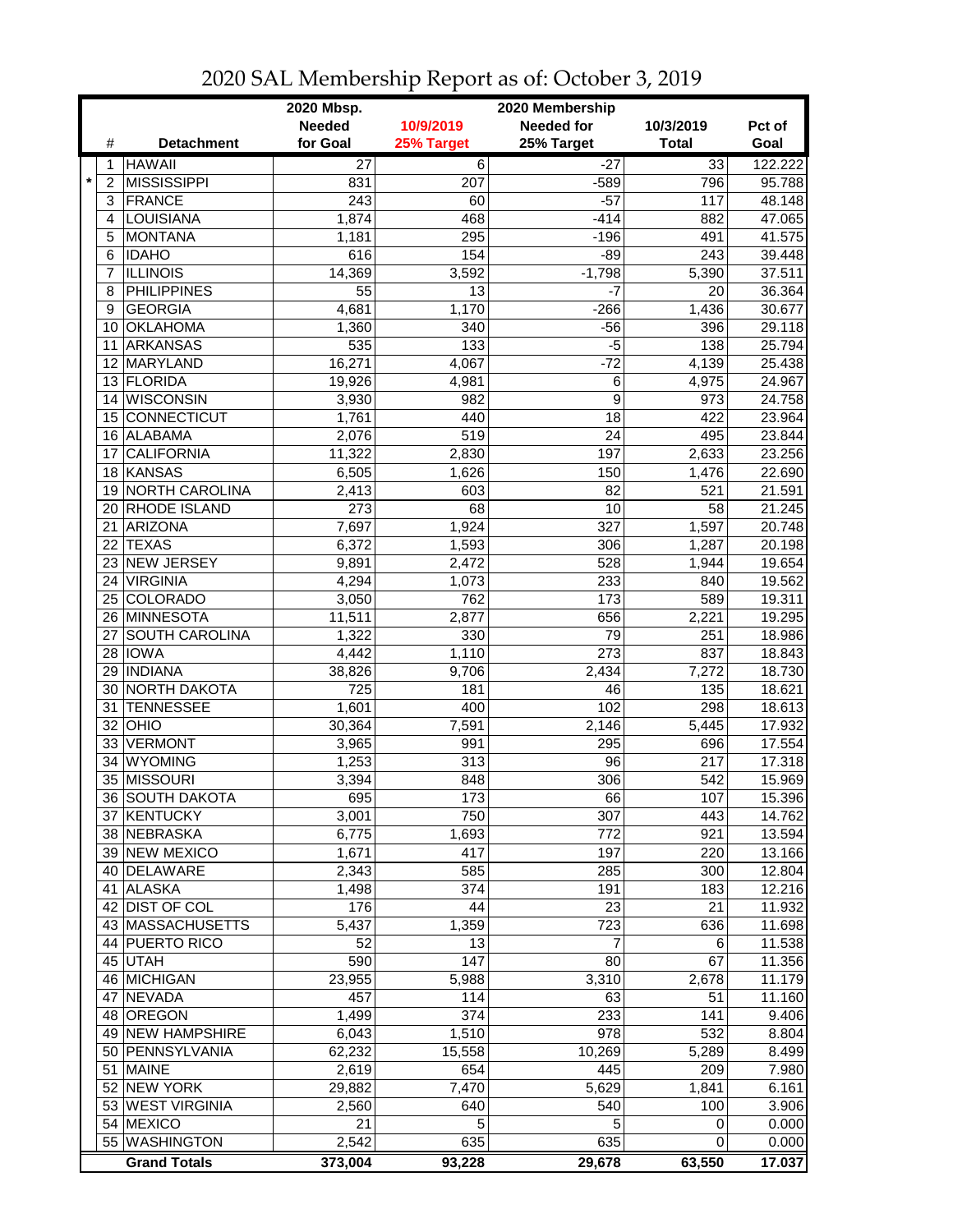# 2020 SAL Membership Report as of: October 3, 2019

| | # | Detachment | 2020 Mbsp. Needed for Goal | 10/9/2019 25% Target | 2020 Membership Needed for 25% Target | 10/3/2019 Total | Pct of Goal |
|---|---|---|---|---|---|---|---|
| | 1 | HAWAII | 27 | 6 | -27 | 33 | 122.222 |
| * | 2 | MISSISSIPPI | 831 | 207 | -589 | 796 | 95.788 |
| | 3 | FRANCE | 243 | 60 | -57 | 117 | 48.148 |
| | 4 | LOUISIANA | 1,874 | 468 | -414 | 882 | 47.065 |
| | 5 | MONTANA | 1,181 | 295 | -196 | 491 | 41.575 |
| | 6 | IDAHO | 616 | 154 | -89 | 243 | 39.448 |
| | 7 | ILLINOIS | 14,369 | 3,592 | -1,798 | 5,390 | 37.511 |
| | 8 | PHILIPPINES | 55 | 13 | -7 | 20 | 36.364 |
| | 9 | GEORGIA | 4,681 | 1,170 | -266 | 1,436 | 30.677 |
| | 10 | OKLAHOMA | 1,360 | 340 | -56 | 396 | 29.118 |
| | 11 | ARKANSAS | 535 | 133 | -5 | 138 | 25.794 |
| | 12 | MARYLAND | 16,271 | 4,067 | -72 | 4,139 | 25.438 |
| | 13 | FLORIDA | 19,926 | 4,981 | 6 | 4,975 | 24.967 |
| | 14 | WISCONSIN | 3,930 | 982 | 9 | 973 | 24.758 |
| | 15 | CONNECTICUT | 1,761 | 440 | 18 | 422 | 23.964 |
| | 16 | ALABAMA | 2,076 | 519 | 24 | 495 | 23.844 |
| | 17 | CALIFORNIA | 11,322 | 2,830 | 197 | 2,633 | 23.256 |
| | 18 | KANSAS | 6,505 | 1,626 | 150 | 1,476 | 22.690 |
| | 19 | NORTH CAROLINA | 2,413 | 603 | 82 | 521 | 21.591 |
| | 20 | RHODE ISLAND | 273 | 68 | 10 | 58 | 21.245 |
| | 21 | ARIZONA | 7,697 | 1,924 | 327 | 1,597 | 20.748 |
| | 22 | TEXAS | 6,372 | 1,593 | 306 | 1,287 | 20.198 |
| | 23 | NEW JERSEY | 9,891 | 2,472 | 528 | 1,944 | 19.654 |
| | 24 | VIRGINIA | 4,294 | 1,073 | 233 | 840 | 19.562 |
| | 25 | COLORADO | 3,050 | 762 | 173 | 589 | 19.311 |
| | 26 | MINNESOTA | 11,511 | 2,877 | 656 | 2,221 | 19.295 |
| | 27 | SOUTH CAROLINA | 1,322 | 330 | 79 | 251 | 18.986 |
| | 28 | IOWA | 4,442 | 1,110 | 273 | 837 | 18.843 |
| | 29 | INDIANA | 38,826 | 9,706 | 2,434 | 7,272 | 18.730 |
| | 30 | NORTH DAKOTA | 725 | 181 | 46 | 135 | 18.621 |
| | 31 | TENNESSEE | 1,601 | 400 | 102 | 298 | 18.613 |
| | 32 | OHIO | 30,364 | 7,591 | 2,146 | 5,445 | 17.932 |
| | 33 | VERMONT | 3,965 | 991 | 295 | 696 | 17.554 |
| | 34 | WYOMING | 1,253 | 313 | 96 | 217 | 17.318 |
| | 35 | MISSOURI | 3,394 | 848 | 306 | 542 | 15.969 |
| | 36 | SOUTH DAKOTA | 695 | 173 | 66 | 107 | 15.396 |
| | 37 | KENTUCKY | 3,001 | 750 | 307 | 443 | 14.762 |
| | 38 | NEBRASKA | 6,775 | 1,693 | 772 | 921 | 13.594 |
| | 39 | NEW MEXICO | 1,671 | 417 | 197 | 220 | 13.166 |
| | 40 | DELAWARE | 2,343 | 585 | 285 | 300 | 12.804 |
| | 41 | ALASKA | 1,498 | 374 | 191 | 183 | 12.216 |
| | 42 | DIST OF COL | 176 | 44 | 23 | 21 | 11.932 |
| | 43 | MASSACHUSETTS | 5,437 | 1,359 | 723 | 636 | 11.698 |
| | 44 | PUERTO RICO | 52 | 13 | 7 | 6 | 11.538 |
| | 45 | UTAH | 590 | 147 | 80 | 67 | 11.356 |
| | 46 | MICHIGAN | 23,955 | 5,988 | 3,310 | 2,678 | 11.179 |
| | 47 | NEVADA | 457 | 114 | 63 | 51 | 11.160 |
| | 48 | OREGON | 1,499 | 374 | 233 | 141 | 9.406 |
| | 49 | NEW HAMPSHIRE | 6,043 | 1,510 | 978 | 532 | 8.804 |
| | 50 | PENNSYLVANIA | 62,232 | 15,558 | 10,269 | 5,289 | 8.499 |
| | 51 | MAINE | 2,619 | 654 | 445 | 209 | 7.980 |
| | 52 | NEW YORK | 29,882 | 7,470 | 5,629 | 1,841 | 6.161 |
| | 53 | WEST VIRGINIA | 2,560 | 640 | 540 | 100 | 3.906 |
| | 54 | MEXICO | 21 | 5 | 5 | 0 | 0.000 |
| | 55 | WASHINGTON | 2,542 | 635 | 635 | 0 | 0.000 |
| | | **Grand Totals** | **373,004** | **93,228** | **29,678** | **63,550** | **17.037** |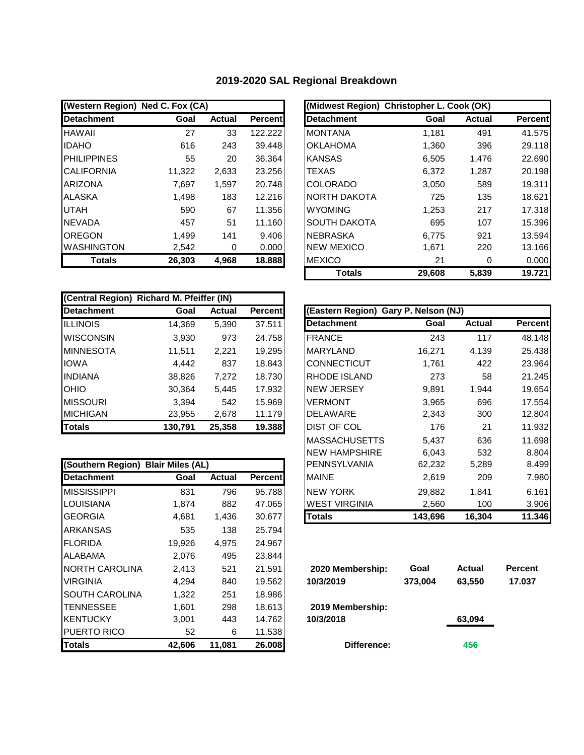# 2019-2020 SAL Regional Breakdown

| (Western Region) Ned C. Fox (CA) | | | |
|---|---|---|---|
| **Detachment** | **Goal** | **Actual** | **Percent** |
| HAWAII | 27 | 33 | 122.222 |
| IDAHO | 616 | 243 | 39.448 |
| PHILIPPINES | 55 | 20 | 36.364 |
| CALIFORNIA | 11,322 | 2,633 | 23.256 |
| ARIZONA | 7,697 | 1,597 | 20.748 |
| ALASKA | 1,498 | 183 | 12.216 |
| UTAH | 590 | 67 | 11.356 |
| NEVADA | 457 | 51 | 11.160 |
| OREGON | 1,499 | 141 | 9.406 |
| WASHINGTON | 2,542 | 0 | 0.000 |
| **Totals** | **26,303** | **4,968** | **18.888** |

| (Midwest Region) Christopher L. Cook (OK) | | | |
|---|---|---|---|
| **Detachment** | **Goal** | **Actual** | **Percent** |
| MONTANA | 1,181 | 491 | 41.575 |
| OKLAHOMA | 1,360 | 396 | 29.118 |
| KANSAS | 6,505 | 1,476 | 22.690 |
| TEXAS | 6,372 | 1,287 | 20.198 |
| COLORADO | 3,050 | 589 | 19.311 |
| NORTH DAKOTA | 725 | 135 | 18.621 |
| WYOMING | 1,253 | 217 | 17.318 |
| SOUTH DAKOTA | 695 | 107 | 15.396 |
| NEBRASKA | 6,775 | 921 | 13.594 |
| NEW MEXICO | 1,671 | 220 | 13.166 |
| MEXICO | 21 | 0 | 0.000 |
| **Totals** | **29,608** | **5,839** | **19.721** |

| (Central Region) Richard M. Pfeiffer (IN) | | | |
|---|---|---|---|
| **Detachment** | **Goal** | **Actual** | **Percent** |
| ILLINOIS | 14,369 | 5,390 | 37.511 |
| WISCONSIN | 3,930 | 973 | 24.758 |
| MINNESOTA | 11,511 | 2,221 | 19.295 |
| IOWA | 4,442 | 837 | 18.843 |
| INDIANA | 38,826 | 7,272 | 18.730 |
| OHIO | 30,364 | 5,445 | 17.932 |
| MISSOURI | 3,394 | 542 | 15.969 |
| MICHIGAN | 23,955 | 2,678 | 11.179 |
| **Totals** | **130,791** | **25,358** | **19.388** |

| (Eastern Region) Gary P. Nelson (NJ) | | | |
|---|---|---|---|
| **Detachment** | **Goal** | **Actual** | **Percent** |
| FRANCE | 243 | 117 | 48.148 |
| MARYLAND | 16,271 | 4,139 | 25.438 |
| CONNECTICUT | 1,761 | 422 | 23.964 |
| RHODE ISLAND | 273 | 58 | 21.245 |
| NEW JERSEY | 9,891 | 1,944 | 19.654 |
| VERMONT | 3,965 | 696 | 17.554 |
| DELAWARE | 2,343 | 300 | 12.804 |
| DIST OF COL | 176 | 21 | 11.932 |
| MASSACHUSETTS | 5,437 | 636 | 11.698 |
| NEW HAMPSHIRE | 6,043 | 532 | 8.804 |
| PENNSYLVANIA | 62,232 | 5,289 | 8.499 |
| MAINE | 2,619 | 209 | 7.980 |
| NEW YORK | 29,882 | 1,841 | 6.161 |
| WEST VIRGINIA | 2,560 | 100 | 3.906 |
| **Totals** | **143,696** | **16,304** | **11.346** |

| (Southern Region) Blair Miles (AL) | | | |
|---|---|---|---|
| **Detachment** | **Goal** | **Actual** | **Percent** |
| MISSISSIPPI | 831 | 796 | 95.788 |
| LOUISIANA | 1,874 | 882 | 47.065 |
| GEORGIA | 4,681 | 1,436 | 30.677 |
| ARKANSAS | 535 | 138 | 25.794 |
| FLORIDA | 19,926 | 4,975 | 24.967 |
| ALABAMA | 2,076 | 495 | 23.844 |
| NORTH CAROLINA | 2,413 | 521 | 21.591 |
| VIRGINIA | 4,294 | 840 | 19.562 |
| SOUTH CAROLINA | 1,322 | 251 | 18.986 |
| TENNESSEE | 1,601 | 298 | 18.613 |
| KENTUCKY | 3,001 | 443 | 14.762 |
| PUERTO RICO | 52 | 6 | 11.538 |
| **Totals** | **42,606** | **11,081** | **26.008** |

| | Goal | Actual | Percent |
|---|---|---|---|
| **2020 Membership:** 10/3/2019 | **373,004** | **63,550** | **17.037** |
| **2019 Membership:** 10/3/2018 | | **63,094** | |
| **Difference:** | | **456** | |